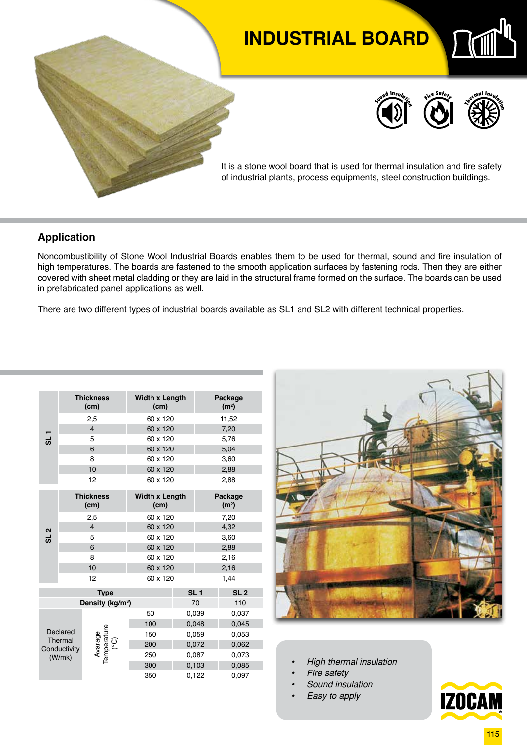# INDUSTRIAL BOARD

Sound Insulation · Fire Safety · Thermal Insulation

It is a stone wool board that is used for thermal insulation and fire safety of industrial plants, process equipments, steel construction buildings.

## Application

Noncombustibility of Stone Wool Industrial Boards enables them to be used for thermal, sound and fire insulation of high temperatures. The boards are fastened to the smooth application surfaces by fastening rods. Then they are either covered with sheet metal cladding or they are laid in the structural frame formed on the surface. The boards can be used in prefabricated panel applications as well.

There are two different types of industrial boards available as SL1 and SL2 with different technical properties.

| | Thickness (cm) | Width x Length (cm) | Package (m²) |
|---|---|---|---|
| SL 1 | 2,5 | 60 x 120 | 11,52 |
| | 4 | 60 x 120 | 7,20 |
| | 5 | 60 x 120 | 5,76 |
| | 6 | 60 x 120 | 5,04 |
| | 8 | 60 x 120 | 3,60 |
| | 10 | 60 x 120 | 2,88 |
| | 12 | 60 x 120 | 2,88 |

| | Thickness (cm) | Width x Length (cm) | Package (m²) |
|---|---|---|---|
| SL 2 | 2,5 | 60 x 120 | 7,20 |
| | 4 | 60 x 120 | 4,32 |
| | 5 | 60 x 120 | 3,60 |
| | 6 | 60 x 120 | 2,88 |
| | 8 | 60 x 120 | 2,16 |
| | 10 | 60 x 120 | 2,16 |
| | 12 | 60 x 120 | 1,44 |

| Type | | | SL 1 | SL 2 |
|---|---|---|---|---|
| Density (kg/m³) | | | 70 | 110 |
| Declared Thermal Conductivity (W/mk) | Avarage Temperature (°C) | 50 | 0,039 | 0,037 |
| | | 100 | 0,048 | 0,045 |
| | | 150 | 0,059 | 0,053 |
| | | 200 | 0,072 | 0,062 |
| | | 250 | 0,087 | 0,073 |
| | | 300 | 0,103 | 0,085 |
| | | 350 | 0,122 | 0,097 |

- *High thermal insulation*
- *Fire safety*
- *Sound insulation*
- *Easy to apply*

IZOCAM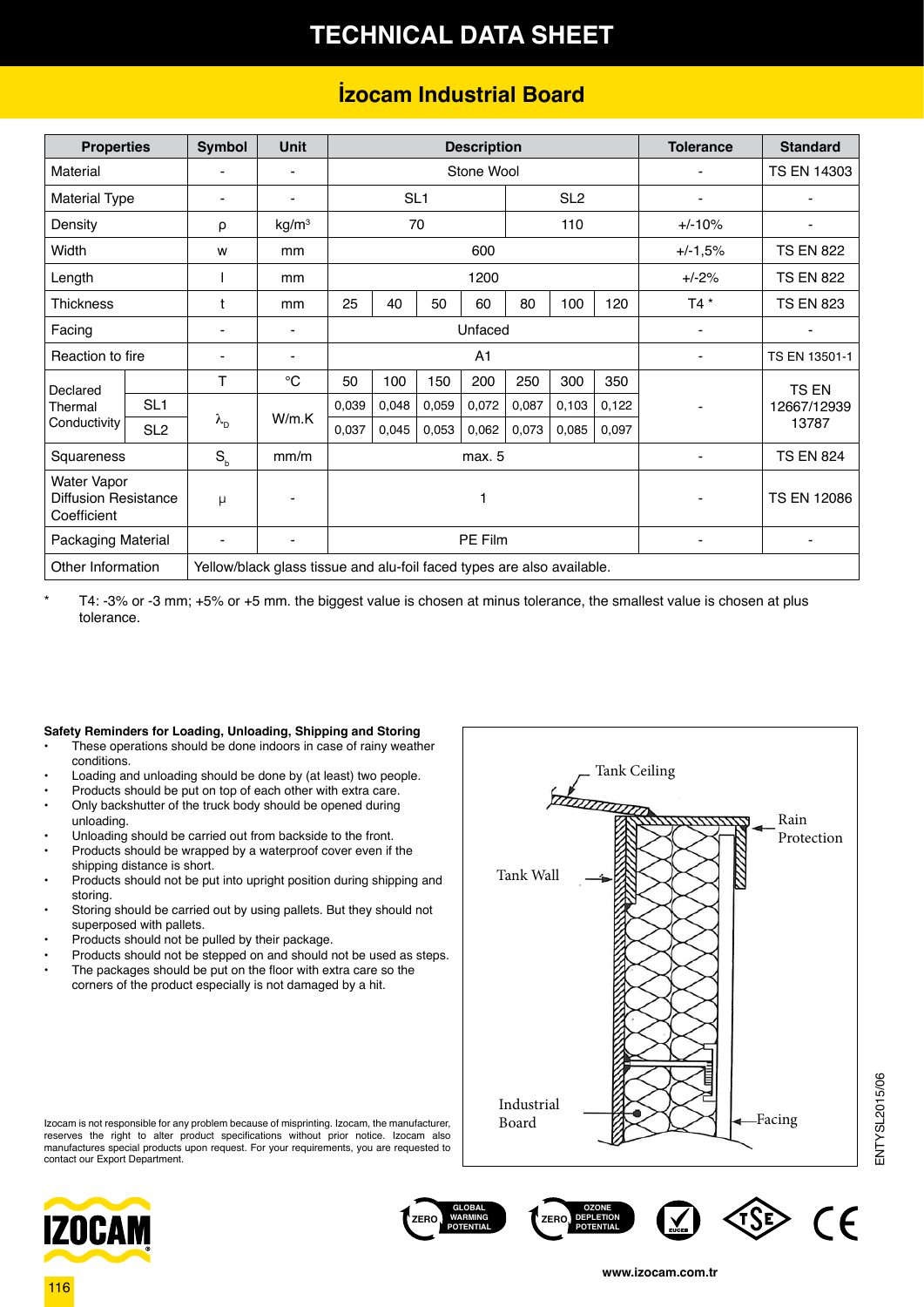# TECHNICAL DATA SHEET

## İzocam Industrial Board

| Properties | | Symbol | Unit | Description | | | | | | | Tolerance | Standard |
|---|---|---|---|---|---|---|---|---|---|---|---|---|
| Material | | - | - | Stone Wool | | | | | | | - | TS EN 14303 |
| Material Type | | - | - | SL1 | | | | SL2 | | | - | - |
| Density | | ρ | kg/m³ | 70 | | | | 110 | | | +/-10% | - |
| Width | | w | mm | 600 | | | | | | | +/-1,5% | TS EN 822 |
| Length | | l | mm | 1200 | | | | | | | +/-2% | TS EN 822 |
| Thickness | | t | mm | 25 | 40 | 50 | 60 | 80 | 100 | 120 | T4 * | TS EN 823 |
| Facing | | - | - | Unfaced | | | | | | | - | - |
| Reaction to fire | | - | - | A1 | | | | | | | - | TS EN 13501-1 |
| Declared Thermal Conductivity | | T | °C | 50 | 100 | 150 | 200 | 250 | 300 | 350 | - | TS EN 12667/12939 13787 |
| | SL1 | $\lambda_D$ | W/m.K | 0,039 | 0,048 | 0,059 | 0,072 | 0,087 | 0,103 | 0,122 | | |
| | SL2 | | | 0,037 | 0,045 | 0,053 | 0,062 | 0,073 | 0,085 | 0,097 | | |
| Squareness | | $S_b$ | mm/m | max. 5 | | | | | | | - | TS EN 824 |
| Water Vapor Diffusion Resistance Coefficient | | μ | - | 1 | | | | | | | - | TS EN 12086 |
| Packaging Material | | - | - | PE Film | | | | | | | - | - |
| Other Information | | Yellow/black glass tissue and alu-foil faced types are also available. | | | | | | | | | | |

\* T4: -3% or -3 mm; +5% or +5 mm. the biggest value is chosen at minus tolerance, the smallest value is chosen at plus tolerance.

**Safety Reminders for Loading, Unloading, Shipping and Storing**

- These operations should be done indoors in case of rainy weather conditions.
- Loading and unloading should be done by (at least) two people.
- Products should be put on top of each other with extra care.
- Only backshutter of the truck body should be opened during unloading.
- Unloading should be carried out from backside to the front.
- Products should be wrapped by a waterproof cover even if the shipping distance is short.
- Products should not be put into upright position during shipping and storing.
- Storing should be carried out by using pallets. But they should not be superposed with pallets.
- Products should not be pulled by their package.
- Products should not be stepped on and should not be used as steps.
- The packages should be put on the floor with extra care so the corners of the product especially is not damaged by a hit.

Tank Ceiling
Rain Protection
Tank Wall
Industrial Board
Facing

Izocam is not responsible for any problem because of misprinting. Izocam, the manufacturer, reserves the right to alter product specifications without prior notice. Izocam also manufactures special products upon request. For your requirements, you are requested to contact our Export Department.

ENTYSL2015/06

ZERO GLOBAL WARMING POTENTIAL
ZERO OZONE DEPLETION POTENTIAL

www.izocam.com.tr